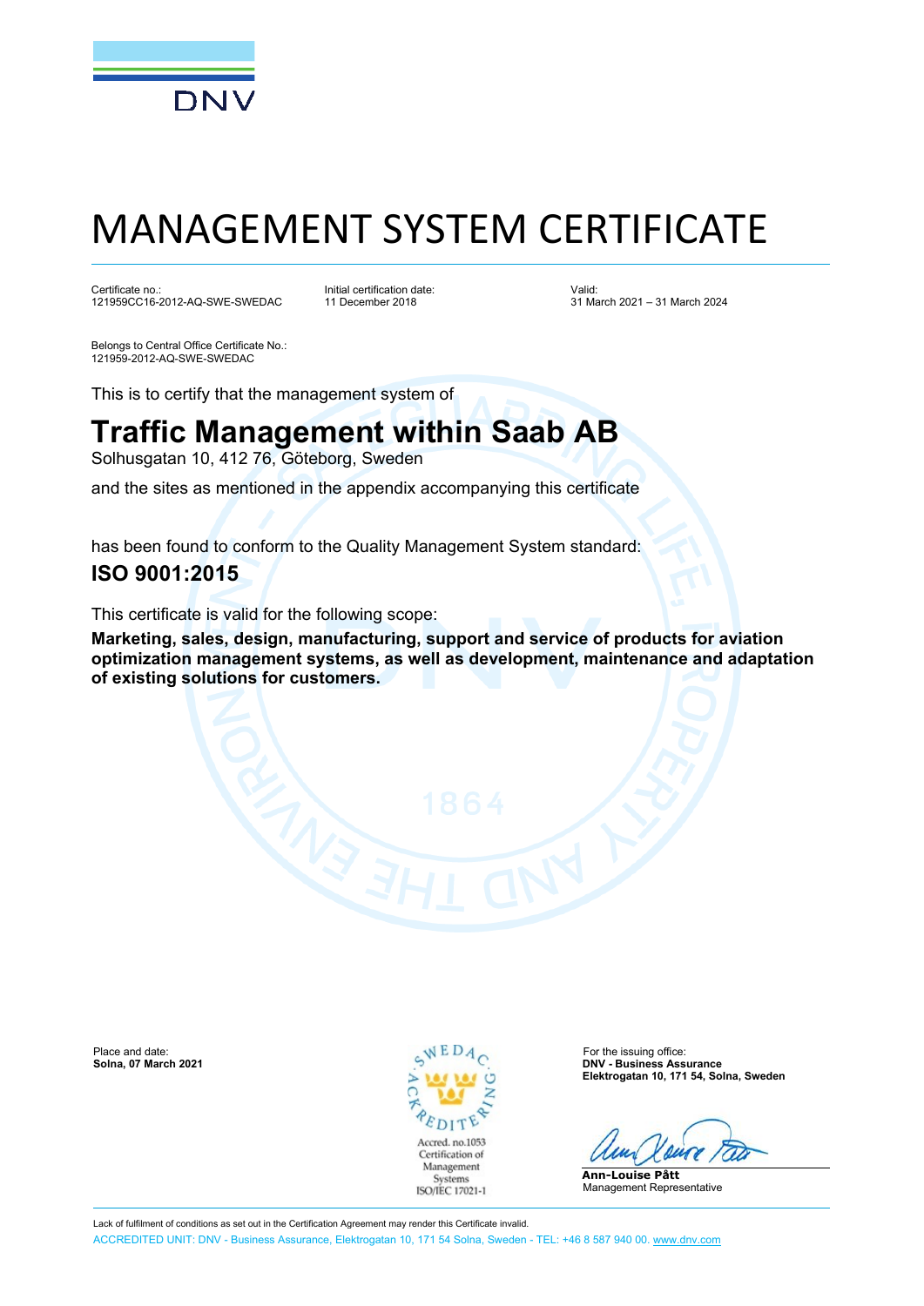DNV

# MANAGEMENT SYSTEM CERTIFICATE

Certificate no.:
121959CC16-2012-AQ-SWE-SWEDAC

Initial certification date:
11 December 2018

Valid:
31 March 2021 – 31 March 2024

Belongs to Central Office Certificate No.:
121959-2012-AQ-SWE-SWEDAC

This is to certify that the management system of

## Traffic Management within Saab AB

Solhusgatan 10, 412 76, Göteborg, Sweden

and the sites as mentioned in the appendix accompanying this certificate

has been found to conform to the Quality Management System standard:

### ISO 9001:2015

This certificate is valid for the following scope:

**Marketing, sales, design, manufacturing, support and service of products for aviation optimization management systems, as well as development, maintenance and adaptation of existing solutions for customers.**

Place and date:
**Solna, 07 March 2021**

SWEDAC ACKREDITERING
Accred. no.1053
Certification of Management Systems
ISO/IEC 17021-1

For the issuing office:
**DNV - Business Assurance**
**Elektrogatan 10, 171 54, Solna, Sweden**

**Ann-Louise Pått**
Management Representative

Lack of fulfilment of conditions as set out in the Certification Agreement may render this Certificate invalid.

ACCREDITED UNIT: DNV - Business Assurance, Elektrogatan 10, 171 54 Solna, Sweden - TEL: +46 8 587 940 00. www.dnv.com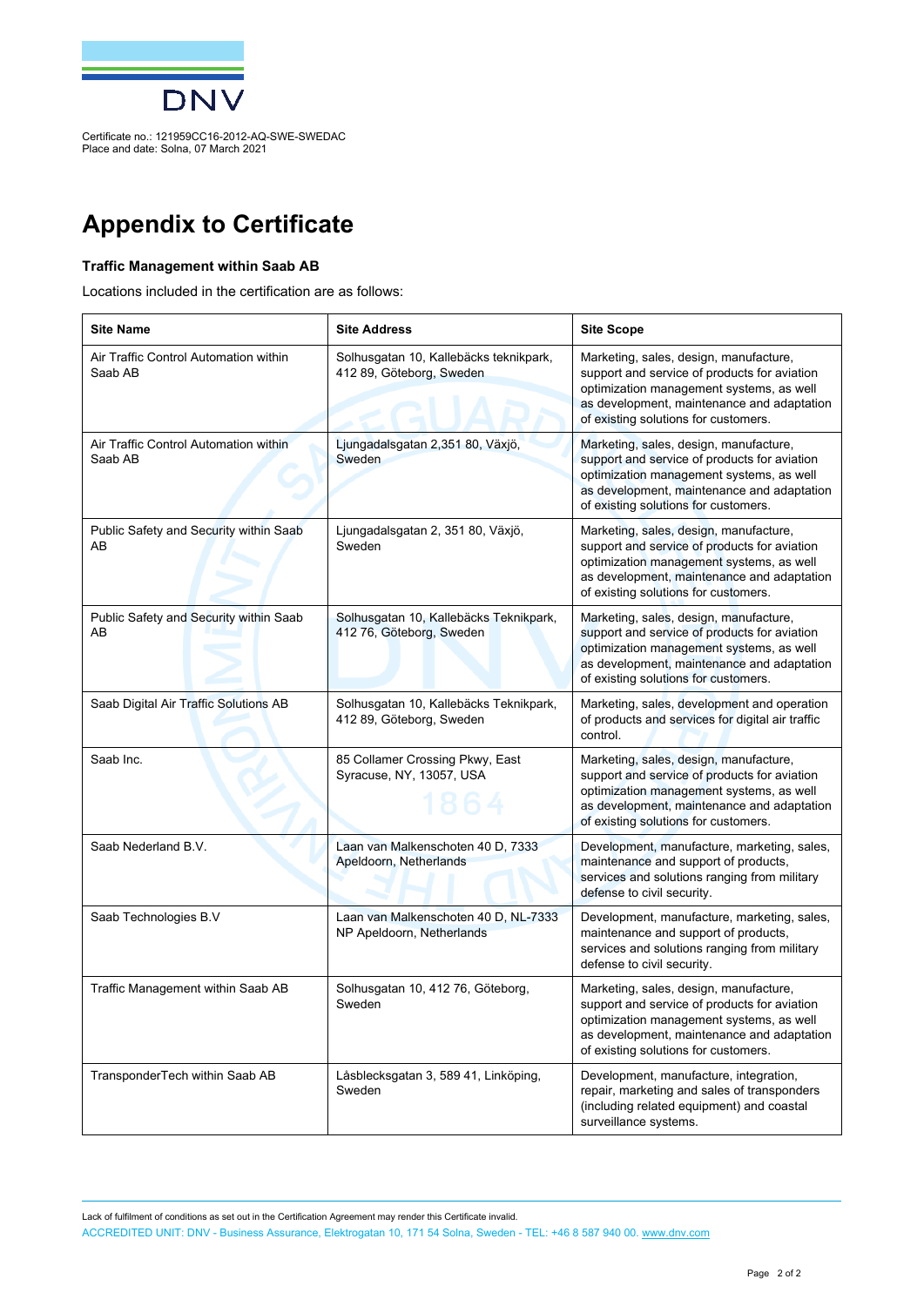Certificate no.: 121959CC16-2012-AQ-SWE-SWEDAC
Place and date: Solna, 07 March 2021

# Appendix to Certificate

**Traffic Management within Saab AB**

Locations included in the certification are as follows:

| Site Name | Site Address | Site Scope |
|---|---|---|
| Air Traffic Control Automation within Saab AB | Solhusgatan 10, Kallebäcks teknikpark, 412 89, Göteborg, Sweden | Marketing, sales, design, manufacture, support and service of products for aviation optimization management systems, as well as development, maintenance and adaptation of existing solutions for customers. |
| Air Traffic Control Automation within Saab AB | Ljungadalsgatan 2,351 80, Växjö, Sweden | Marketing, sales, design, manufacture, support and service of products for aviation optimization management systems, as well as development, maintenance and adaptation of existing solutions for customers. |
| Public Safety and Security within Saab AB | Ljungadalsgatan 2, 351 80, Växjö, Sweden | Marketing, sales, design, manufacture, support and service of products for aviation optimization management systems, as well as development, maintenance and adaptation of existing solutions for customers. |
| Public Safety and Security within Saab AB | Solhusgatan 10, Kallebäcks Teknikpark, 412 76, Göteborg, Sweden | Marketing, sales, design, manufacture, support and service of products for aviation optimization management systems, as well as development, maintenance and adaptation of existing solutions for customers. |
| Saab Digital Air Traffic Solutions AB | Solhusgatan 10, Kallebäcks Teknikpark, 412 89, Göteborg, Sweden | Marketing, sales, development and operation of products and services for digital air traffic control. |
| Saab Inc. | 85 Collamer Crossing Pkwy, East Syracuse, NY, 13057, USA | Marketing, sales, design, manufacture, support and service of products for aviation optimization management systems, as well as development, maintenance and adaptation of existing solutions for customers. |
| Saab Nederland B.V. | Laan van Malkenschoten 40 D, 7333 Apeldoorn, Netherlands | Development, manufacture, marketing, sales, maintenance and support of products, services and solutions ranging from military defense to civil security. |
| Saab Technologies B.V | Laan van Malkenschoten 40 D, NL-7333 NP Apeldoorn, Netherlands | Development, manufacture, marketing, sales, maintenance and support of products, services and solutions ranging from military defense to civil security. |
| Traffic Management within Saab AB | Solhusgatan 10, 412 76, Göteborg, Sweden | Marketing, sales, design, manufacture, support and service of products for aviation optimization management systems, as well as development, maintenance and adaptation of existing solutions for customers. |
| TransponderTech within Saab AB | Låsblecksgatan 3, 589 41, Linköping, Sweden | Development, manufacture, integration, repair, marketing and sales of transponders (including related equipment) and coastal surveillance systems. |

Lack of fulfilment of conditions as set out in the Certification Agreement may render this Certificate invalid.
ACCREDITED UNIT: DNV - Business Assurance, Elektrogatan 10, 171 54 Solna, Sweden - TEL: +46 8 587 940 00. www.dnv.com